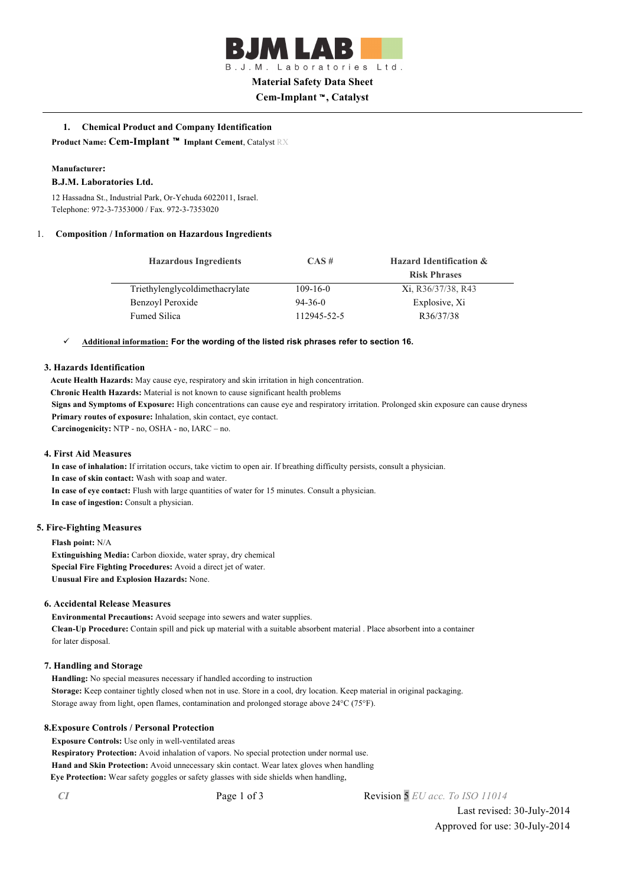**BJM LAB**

B.J.M. Laboratories Ltd.

**Material Safety Data Sheet**

**Cem-Implant ™, Catalyst**

### 1. Chemical Product and Company Identification

**Product Name: Cem-Implant ™ Implant Cement**, Catalyst RX

**Manufacturer:**

**B.J.M. Laboratories Ltd.**

12 Hassadna St., Industrial Park, Or-Yehuda 6022011, Israel.
Telephone: 972-3-7353000 / Fax. 972-3-7353020

### 1. Composition / Information on Hazardous Ingredients

| Hazardous Ingredients | CAS # | Hazard Identification & Risk Phrases |
|---|---|---|
| Triethylenglycoldimethacrylate | 109-16-0 | Xi, R36/37/38, R43 |
| Benzoyl Peroxide | 94-36-0 | Explosive, Xi |
| Fumed Silica | 112945-52-5 | R36/37/38 |

✓ **Additional information: For the wording of the listed risk phrases refer to section 16.**

### 3. Hazards Identification

**Acute Health Hazards:** May cause eye, respiratory and skin irritation in high concentration.
**Chronic Health Hazards:** Material is not known to cause significant health problems
**Signs and Symptoms of Exposure:** High concentrations can cause eye and respiratory irritation. Prolonged skin exposure can cause dryness
**Primary routes of exposure:** Inhalation, skin contact, eye contact.
**Carcinogenicity:** NTP - no, OSHA - no, IARC – no.

### 4. First Aid Measures

**In case of inhalation:** If irritation occurs, take victim to open air. If breathing difficulty persists, consult a physician.
**In case of skin contact:** Wash with soap and water.
**In case of eye contact:** Flush with large quantities of water for 15 minutes. Consult a physician.
**In case of ingestion:** Consult a physician.

### 5. Fire-Fighting Measures

**Flash point:** N/A
**Extinguishing Media:** Carbon dioxide, water spray, dry chemical
**Special Fire Fighting Procedures:** Avoid a direct jet of water.
**Unusual Fire and Explosion Hazards:** None.

### 6. Accidental Release Measures

**Environmental Precautions:** Avoid seepage into sewers and water supplies.
**Clean-Up Procedure:** Contain spill and pick up material with a suitable absorbent material . Place absorbent into a container for later disposal.

### 7. Handling and Storage

**Handling:** No special measures necessary if handled according to instruction
**Storage:** Keep container tightly closed when not in use. Store in a cool, dry location. Keep material in original packaging. Storage away from light, open flames, contamination and prolonged storage above 24°C (75°F).

### 8.Exposure Controls / Personal Protection

**Exposure Controls:** Use only in well-ventilated areas
**Respiratory Protection:** Avoid inhalation of vapors. No special protection under normal use.
**Hand and Skin Protection:** Avoid unnecessary skin contact. Wear latex gloves when handling
**Eye Protection:** Wear safety goggles or safety glasses with side shields when handling,

*CI* Revision 5 *EU acc. To ISO 11014*
Last revised: 30-July-2014
Approved for use: 30-July-2014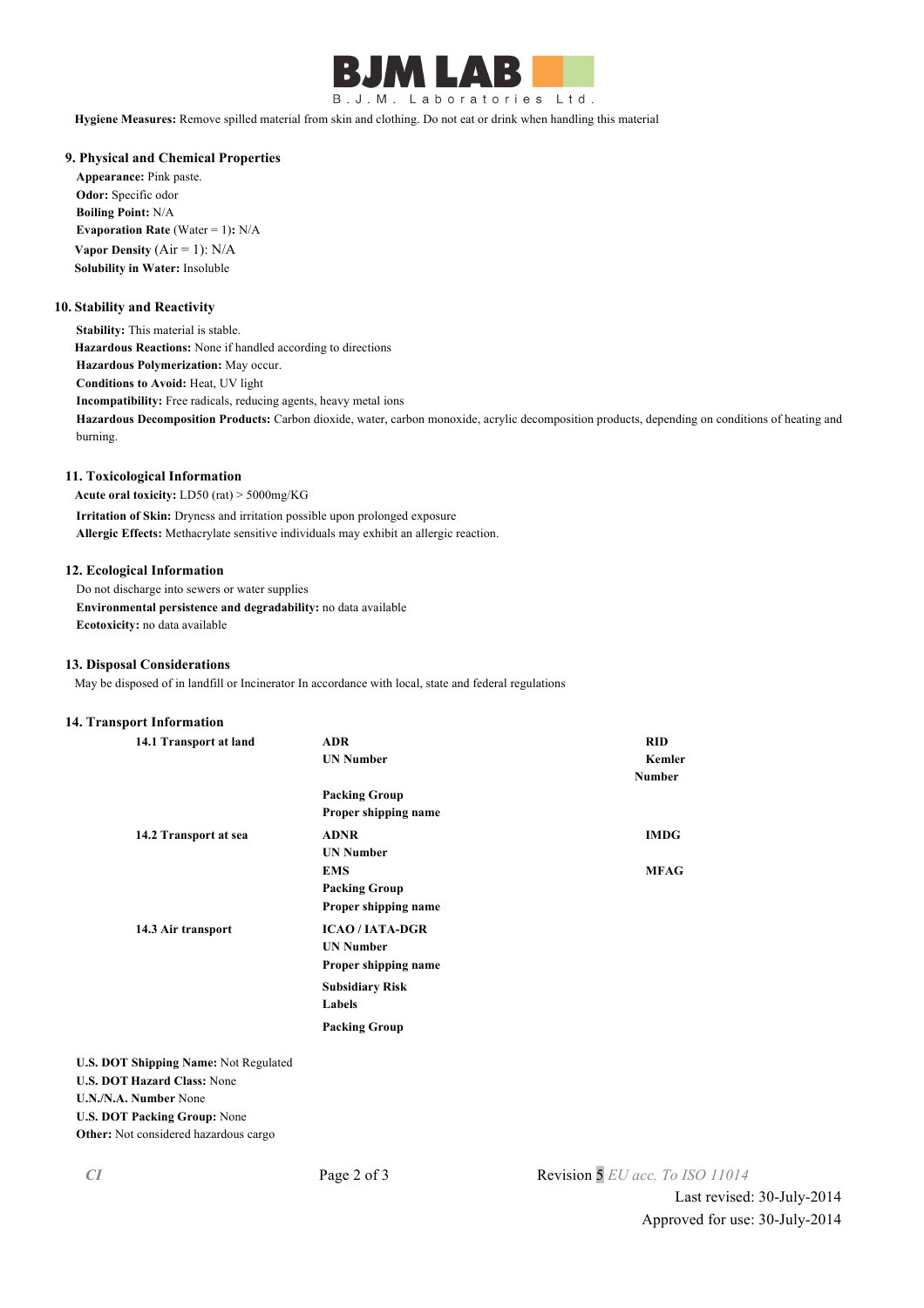**Hygiene Measures:** Remove spilled material from skin and clothing. Do not eat or drink when handling this material

## 9. Physical and Chemical Properties

**Appearance:** Pink paste.
**Odor:** Specific odor
**Boiling Point:** N/A
**Evaporation Rate** (Water = 1)**:** N/A
**Vapor Density** (Air = 1): N/A
**Solubility in Water:** Insoluble

## 10. Stability and Reactivity

**Stability:** This material is stable.
**Hazardous Reactions:** None if handled according to directions
**Hazardous Polymerization:** May occur.
**Conditions to Avoid:** Heat, UV light
**Incompatibility:** Free radicals, reducing agents, heavy metal ions
**Hazardous Decomposition Products:** Carbon dioxide, water, carbon monoxide, acrylic decomposition products, depending on conditions of heating and burning.

## 11. Toxicological Information

**Acute oral toxicity:** LD50 (rat) > 5000mg/KG
**Irritation of Skin:** Dryness and irritation possible upon prolonged exposure
**Allergic Effects:** Methacrylate sensitive individuals may exhibit an allergic reaction.

## 12. Ecological Information

Do not discharge into sewers or water supplies
**Environmental persistence and degradability:** no data available
**Ecotoxicity:** no data available

## 13. Disposal Considerations

May be disposed of in landfill or Incinerator In accordance with local, state and federal regulations

## 14. Transport Information

| | | |
|---|---|---|
| **14.1 Transport at land** | **ADR** | **RID** |
| | **UN Number** | **Kemler Number** |
| | **Packing Group** | |
| | **Proper shipping name** | |
| **14.2 Transport at sea** | **ADNR** | **IMDG** |
| | **UN Number** | |
| | **EMS** | **MFAG** |
| | **Packing Group** | |
| | **Proper shipping name** | |
| **14.3 Air transport** | **ICAO / IATA-DGR** | |
| | **UN Number** | |
| | **Proper shipping name** | |
| | **Subsidiary Risk Labels** | |
| | **Packing Group** | |

**U.S. DOT Shipping Name:** Not Regulated
**U.S. DOT Hazard Class:** None
**U.N./N.A. Number** None
**U.S. DOT Packing Group:** None
**Other:** Not considered hazardous cargo

*CI*

Revision 5 *EU acc. To ISO 11014*
Last revised: 30-July-2014
Approved for use: 30-July-2014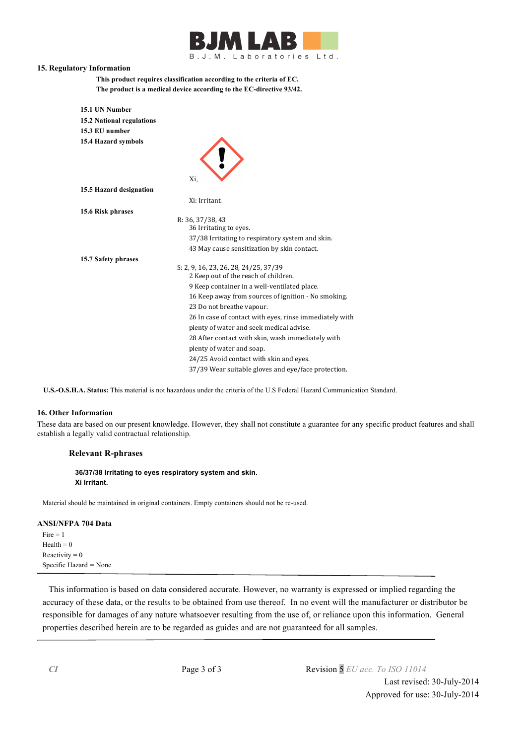## 15. Regulatory Information

**This product requires classification according to the criteria of EC.**
**The product is a medical device according to the EC-directive 93/42.**

**15.1 UN Number**

**15.2 National regulations**

**15.3 EU number**

**15.4 Hazard symbols**

Xi,

**15.5 Hazard designation**

Xi: Irritant.

**15.6 Risk phrases**

R: 36, 37/38, 43
- 36 Irritating to eyes.
- 37/38 Irritating to respiratory system and skin.
- 43 May cause sensitization by skin contact.

**15.7 Safety phrases**

S: 2, 9, 16, 23, 26, 28, 24/25, 37/39
- 2 Keep out of the reach of children.
- 9 Keep container in a well-ventilated place.
- 16 Keep away from sources of ignition - No smoking.
- 23 Do not breathe vapour.
- 26 In case of contact with eyes, rinse immediately with plenty of water and seek medical advise.
- 28 After contact with skin, wash immediately with plenty of water and soap.
- 24/25 Avoid contact with skin and eyes.
- 37/39 Wear suitable gloves and eye/face protection.

**U.S.-O.S.H.A. Status:** This material is not hazardous under the criteria of the U.S Federal Hazard Communication Standard.

## 16. Other Information

These data are based on our present knowledge. However, they shall not constitute a guarantee for any specific product features and shall establish a legally valid contractual relationship.

### Relevant R-phrases

**36/37/38 Irritating to eyes respiratory system and skin.**
**Xi Irritant.**

Material should be maintained in original containers. Empty containers should not be re-used.

**ANSI/NFPA 704 Data**

Fire = 1
Health = 0
Reactivity = 0
Specific Hazard = None

---

This information is based on data considered accurate. However, no warranty is expressed or implied regarding the accuracy of these data, or the results to be obtained from use thereof. In no event will the manufacturer or distributor be responsible for damages of any nature whatsoever resulting from the use of, or reliance upon this information. General properties described herein are to be regarded as guides and are not guaranteed for all samples.

---

*CI*

Revision 5 *EU acc. To ISO 11014*
Last revised: 30-July-2014
Approved for use: 30-July-2014